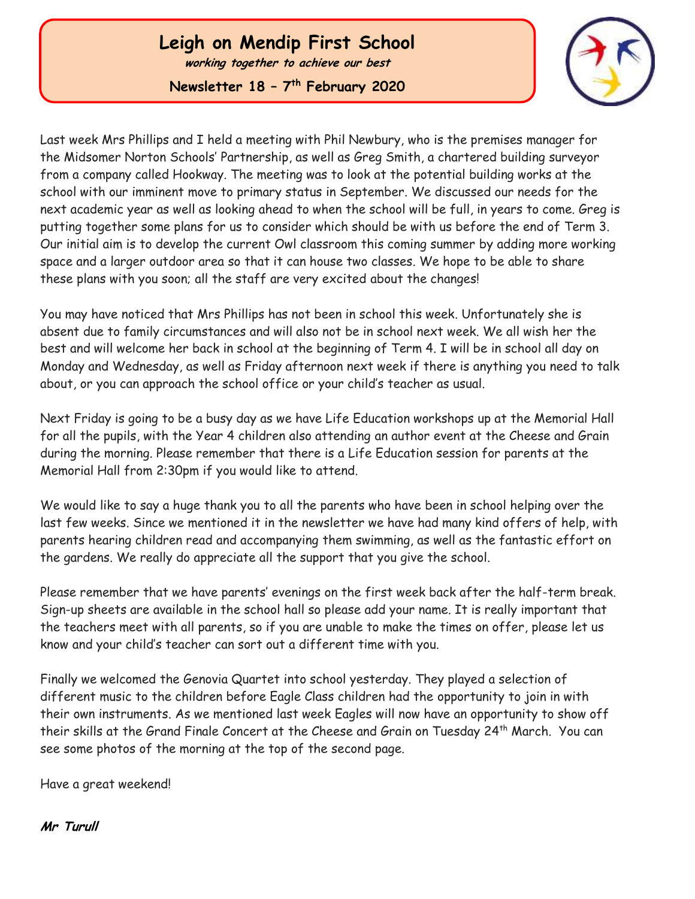# Leigh on Mendip First School

***working together to achieve our best***

**Newsletter 18 – 7th February 2020**

Last week Mrs Phillips and I held a meeting with Phil Newbury, who is the premises manager for the Midsomer Norton Schools' Partnership, as well as Greg Smith, a chartered building surveyor from a company called Hookway. The meeting was to look at the potential building works at the school with our imminent move to primary status in September. We discussed our needs for the next academic year as well as looking ahead to when the school will be full, in years to come. Greg is putting together some plans for us to consider which should be with us before the end of Term 3. Our initial aim is to develop the current Owl classroom this coming summer by adding more working space and a larger outdoor area so that it can house two classes. We hope to be able to share these plans with you soon; all the staff are very excited about the changes!

You may have noticed that Mrs Phillips has not been in school this week. Unfortunately she is absent due to family circumstances and will also not be in school next week. We all wish her the best and will welcome her back in school at the beginning of Term 4. I will be in school all day on Monday and Wednesday, as well as Friday afternoon next week if there is anything you need to talk about, or you can approach the school office or your child's teacher as usual.

Next Friday is going to be a busy day as we have Life Education workshops up at the Memorial Hall for all the pupils, with the Year 4 children also attending an author event at the Cheese and Grain during the morning. Please remember that there is a Life Education session for parents at the Memorial Hall from 2:30pm if you would like to attend.

We would like to say a huge thank you to all the parents who have been in school helping over the last few weeks. Since we mentioned it in the newsletter we have had many kind offers of help, with parents hearing children read and accompanying them swimming, as well as the fantastic effort on the gardens. We really do appreciate all the support that you give the school.

Please remember that we have parents' evenings on the first week back after the half-term break. Sign-up sheets are available in the school hall so please add your name. It is really important that the teachers meet with all parents, so if you are unable to make the times on offer, please let us know and your child's teacher can sort out a different time with you.

Finally we welcomed the Genovia Quartet into school yesterday. They played a selection of different music to the children before Eagle Class children had the opportunity to join in with their own instruments. As we mentioned last week Eagles will now have an opportunity to show off their skills at the Grand Finale Concert at the Cheese and Grain on Tuesday 24th March. You can see some photos of the morning at the top of the second page.

Have a great weekend!

***Mr Turull***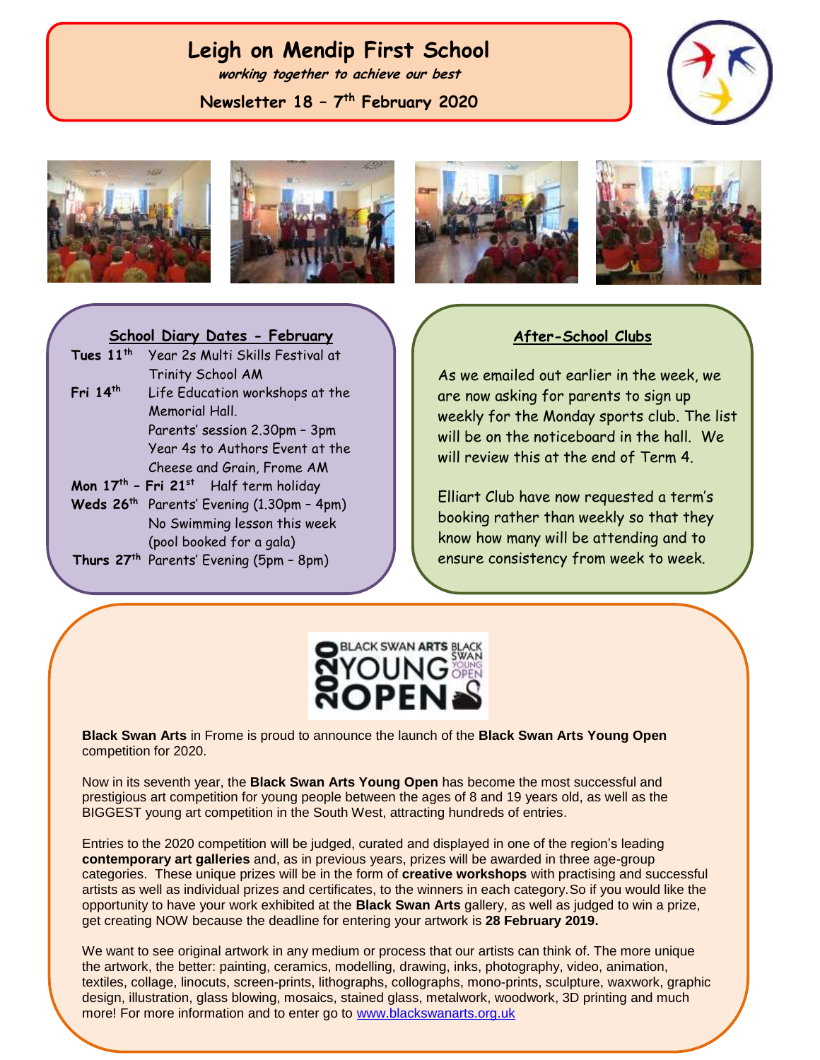# Leigh on Mendip First School

***working together to achieve our best***

**Newsletter 18 – 7th February 2020**

## School Diary Dates - February

| | |
|---|---|
| **Tues 11th** | Year 2s Multi Skills Festival at Trinity School AM |
| **Fri 14th** | Life Education workshops at the Memorial Hall. Parents' session 2.30pm – 3pm. Year 4s to Authors Event at the Cheese and Grain, Frome AM |
| **Mon 17th – Fri 21st** | Half term holiday |
| **Weds 26th** | Parents' Evening (1.30pm – 4pm). No Swimming lesson this week (pool booked for a gala) |
| **Thurs 27th** | Parents' Evening (5pm – 8pm) |

## After-School Clubs

As we emailed out earlier in the week, we are now asking for parents to sign up weekly for the Monday sports club. The list will be on the noticeboard in the hall. We will review this at the end of Term 4.

Elliart Club have now requested a term's booking rather than weekly so that they know how many will be attending and to ensure consistency from week to week.

BLACK SWAN ARTS BLACK SWAN YOUNG OPEN

2020 YOUNG OPEN

**Black Swan Arts** in Frome is proud to announce the launch of the **Black Swan Arts Young Open** competition for 2020.

Now in its seventh year, the **Black Swan Arts Young Open** has become the most successful and prestigious art competition for young people between the ages of 8 and 19 years old, as well as the BIGGEST young art competition in the South West, attracting hundreds of entries.

Entries to the 2020 competition will be judged, curated and displayed in one of the region's leading **contemporary art galleries** and, as in previous years, prizes will be awarded in three age-group categories. These unique prizes will be in the form of **creative workshops** with practising and successful artists as well as individual prizes and certificates, to the winners in each category. So if you would like the opportunity to have your work exhibited at the **Black Swan Arts** gallery, as well as judged to win a prize, get creating NOW because the deadline for entering your artwork is **28 February 2019.**

We want to see original artwork in any medium or process that our artists can think of. The more unique the artwork, the better: painting, ceramics, modelling, drawing, inks, photography, video, animation, textiles, collage, linocuts, screen-prints, lithographs, collographs, mono-prints, sculpture, waxwork, graphic design, illustration, glass blowing, mosaics, stained glass, metalwork, woodwork, 3D printing and much more! For more information and to enter go to [www.blackswanarts.org.uk](http://www.blackswanarts.org.uk)